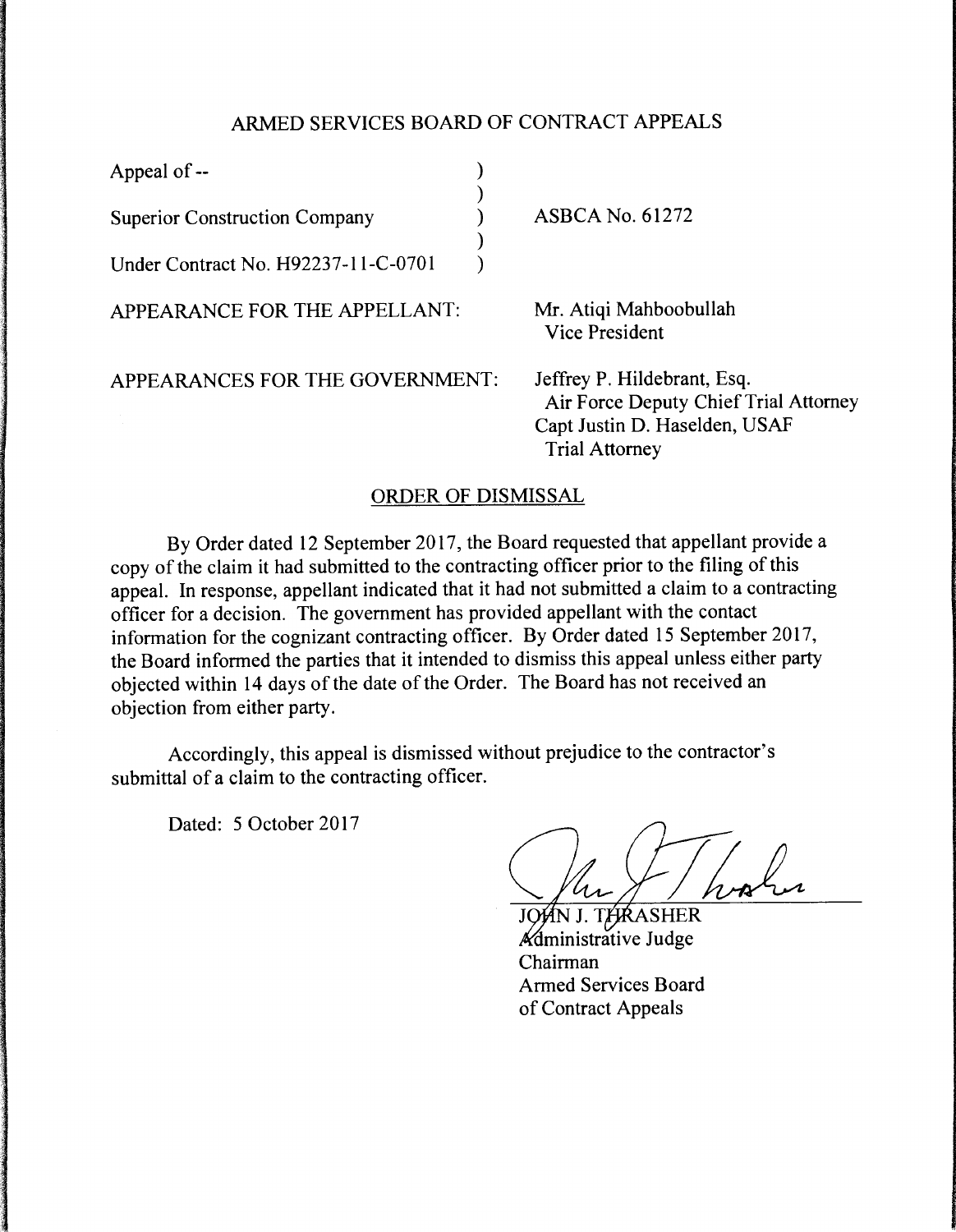# ARMED SERVICES BOARD OF CONTRACT APPEALS

| | | |
|---|---|---|
| Appeal of -- | ) | |
| | ) | |
| Superior Construction Company | ) | ASBCA No. 61272 |
| | ) | |
| Under Contract No. H92237-11-C-0701 | ) | |

APPEARANCE FOR THE APPELLANT: Mr. Atiqi Mahboobullah
Vice President

APPEARANCES FOR THE GOVERNMENT: Jeffrey P. Hildebrant, Esq.
Air Force Deputy Chief Trial Attorney
Capt Justin D. Haselden, USAF
Trial Attorney

## ORDER OF DISMISSAL

By Order dated 12 September 2017, the Board requested that appellant provide a copy of the claim it had submitted to the contracting officer prior to the filing of this appeal. In response, appellant indicated that it had not submitted a claim to a contracting officer for a decision. The government has provided appellant with the contact information for the cognizant contracting officer. By Order dated 15 September 2017, the Board informed the parties that it intended to dismiss this appeal unless either party objected within 14 days of the date of the Order. The Board has not received an objection from either party.

Accordingly, this appeal is dismissed without prejudice to the contractor's submittal of a claim to the contracting officer.

Dated: 5 October 2017

JOHN J. THRASHER
Administrative Judge
Chairman
Armed Services Board
of Contract Appeals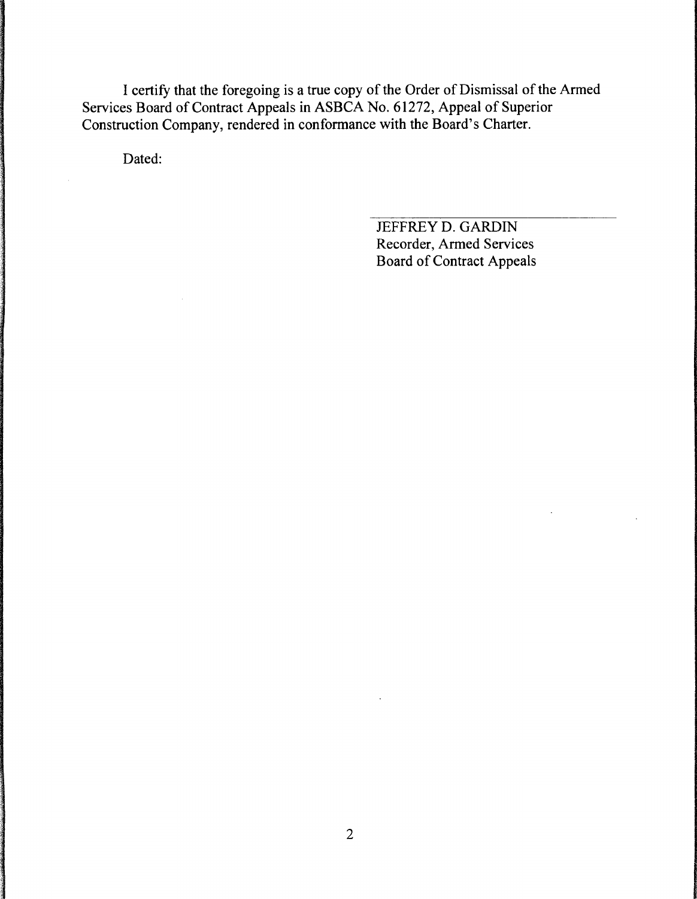I certify that the foregoing is a true copy of the Order of Dismissal of the Armed Services Board of Contract Appeals in ASBCA No. 61272, Appeal of Superior Construction Company, rendered in conformance with the Board's Charter.

Dated:

JEFFREY D. GARDIN  
Recorder, Armed Services  
Board of Contract Appeals